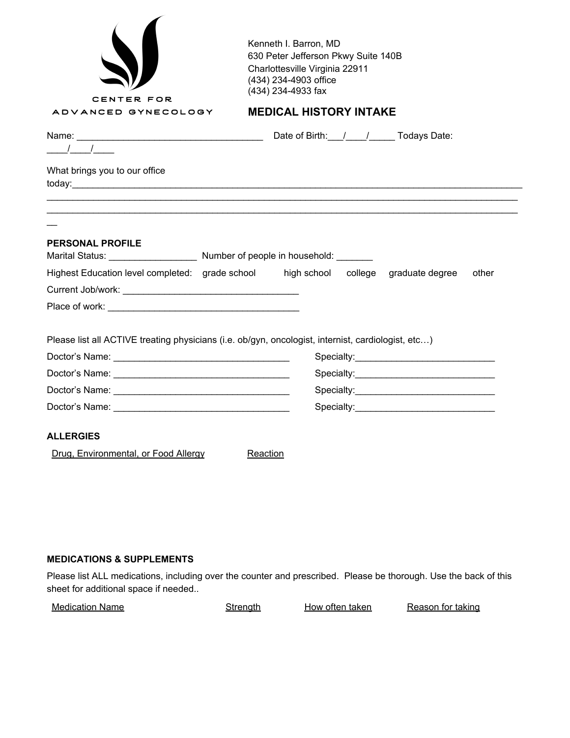CENTER FOR ADVANCED GYNECOLOGY

Kenneth I. Barron, MD
630 Peter Jefferson Pkwy Suite 140B
Charlottesville Virginia 22911
(434) 234-4903 office
(434) 234-4933 fax

## MEDICAL HISTORY INTAKE

Name: ___________________________________ Date of Birth:___/____/_____ Todays Date: ____/____/____

What brings you to our office today:_____________________________________________________________________________________
_____________________________________________________________________________________________
_____________________________________________________________________________________________
__

### PERSONAL PROFILE

Marital Status: ________________ Number of people in household: _______

Highest Education level completed: grade school high school college graduate degree other

Current Job/work: _________________________________

Place of work: ____________________________________

Please list all ACTIVE treating physicians (i.e. ob/gyn, oncologist, internist, cardiologist, etc…)

Doctor's Name: _________________________________ Specialty:___________________________

Doctor's Name: _________________________________ Specialty:___________________________

Doctor's Name: _________________________________ Specialty:___________________________

Doctor's Name: _________________________________ Specialty:___________________________

### ALLERGIES

| Drug, Environmental, or Food Allergy | Reaction |
| --- | --- |
| | |

### MEDICATIONS & SUPPLEMENTS

Please list ALL medications, including over the counter and prescribed. Please be thorough. Use the back of this sheet for additional space if needed..

| Medication Name | Strength | How often taken | Reason for taking |
| --- | --- | --- | --- |
| | | | |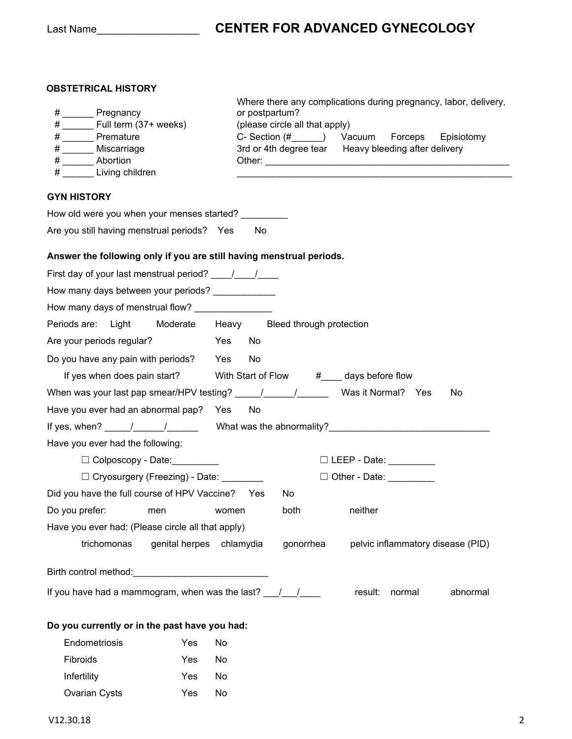Last Name__________________ **CENTER FOR ADVANCED GYNECOLOGY**

### OBSTETRICAL HISTORY

# ______ Pregnancy
# ______ Full term (37+ weeks)
# ______ Premature
# ______ Miscarriage
# ______ Abortion
# ______ Living children

Where there any complications during pregnancy, labor, delivery, or postpartum?
(please circle all that apply)
C- Section (#______) Vacuum Forceps Episiotomy
3rd or 4th degree tear Heavy bleeding after delivery
Other: ________________________________________________
_________________________________________________________

### GYN HISTORY

How old were you when your menses started? _________

Are you still having menstrual periods? Yes No

**Answer the following only if you are still having menstrual periods.**

First day of your last menstrual period? ____/____/____

How many days between your periods? ____________

How many days of menstrual flow? _______________

Periods are: Light Moderate Heavy Bleed through protection

Are your periods regular? Yes No

Do you have any pain with periods? Yes No

If yes when does pain start? With Start of Flow #____ days before flow

When was your last pap smear/HPV testing? _____/______/______ Was it Normal? Yes No

Have you ever had an abnormal pap? Yes No

If yes, when? _____/______/______ What was the abnormality?_______________________________

Have you ever had the following:

☐ Colposcopy - Date:_________ ☐ LEEP - Date: _________

☐ Cryosurgery (Freezing) - Date: ________ ☐ Other - Date: _________

Did you have the full course of HPV Vaccine? Yes No

Do you prefer: men women both neither

Have you ever had: (Please circle all that apply)

trichomonas genital herpes chlamydia gonorrhea pelvic inflammatory disease (PID)

Birth control method:__________________________

If you have had a mammogram, when was the last? ___/___/____ result: normal abnormal

**Do you currently or in the past have you had:**

Endometriosis Yes No

Fibroids Yes No

Infertility Yes No

Ovarian Cysts Yes No

V12.30.18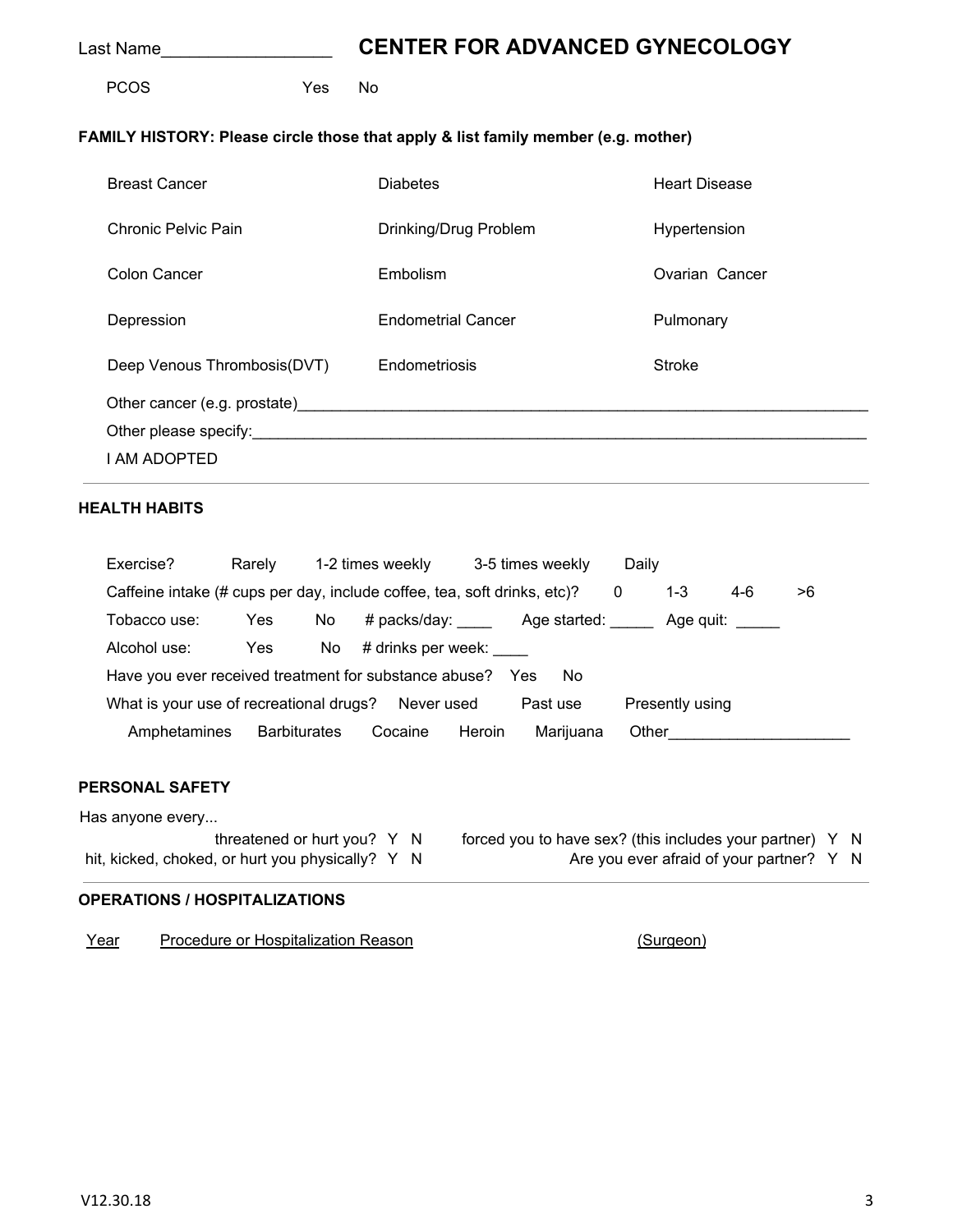Last Name__________________ **CENTER FOR ADVANCED GYNECOLOGY**

PCOS Yes No

**FAMILY HISTORY: Please circle those that apply & list family member (e.g. mother)**

| | | |
|---|---|---|
| Breast Cancer | Diabetes | Heart Disease |
| Chronic Pelvic Pain | Drinking/Drug Problem | Hypertension |
| Colon Cancer | Embolism | Ovarian Cancer |
| Depression | Endometrial Cancer | Pulmonary |
| Deep Venous Thrombosis(DVT) | Endometriosis | Stroke |

Other cancer (e.g. prostate)_____________________________________________________________________

Other please specify:___________________________________________________________________________

I AM ADOPTED

**HEALTH HABITS**

Exercise? Rarely 1-2 times weekly 3-5 times weekly Daily

Caffeine intake (# cups per day, include coffee, tea, soft drinks, etc)? 0 1-3 4-6 >6

Tobacco use: Yes No # packs/day: ____ Age started: _____ Age quit: _____

Alcohol use: Yes No # drinks per week: ____

Have you ever received treatment for substance abuse? Yes No

What is your use of recreational drugs? Never used Past use Presently using

Amphetamines Barbiturates Cocaine Heroin Marijuana Other_____________________

**PERSONAL SAFETY**

Has anyone every...

threatened or hurt you? Y N

hit, kicked, choked, or hurt you physically? Y N

forced you to have sex? (this includes your partner) Y N

Are you ever afraid of your partner? Y N

**OPERATIONS / HOSPITALIZATIONS**

| Year | Procedure or Hospitalization Reason | (Surgeon) |
|---|---|---|

V12.30.18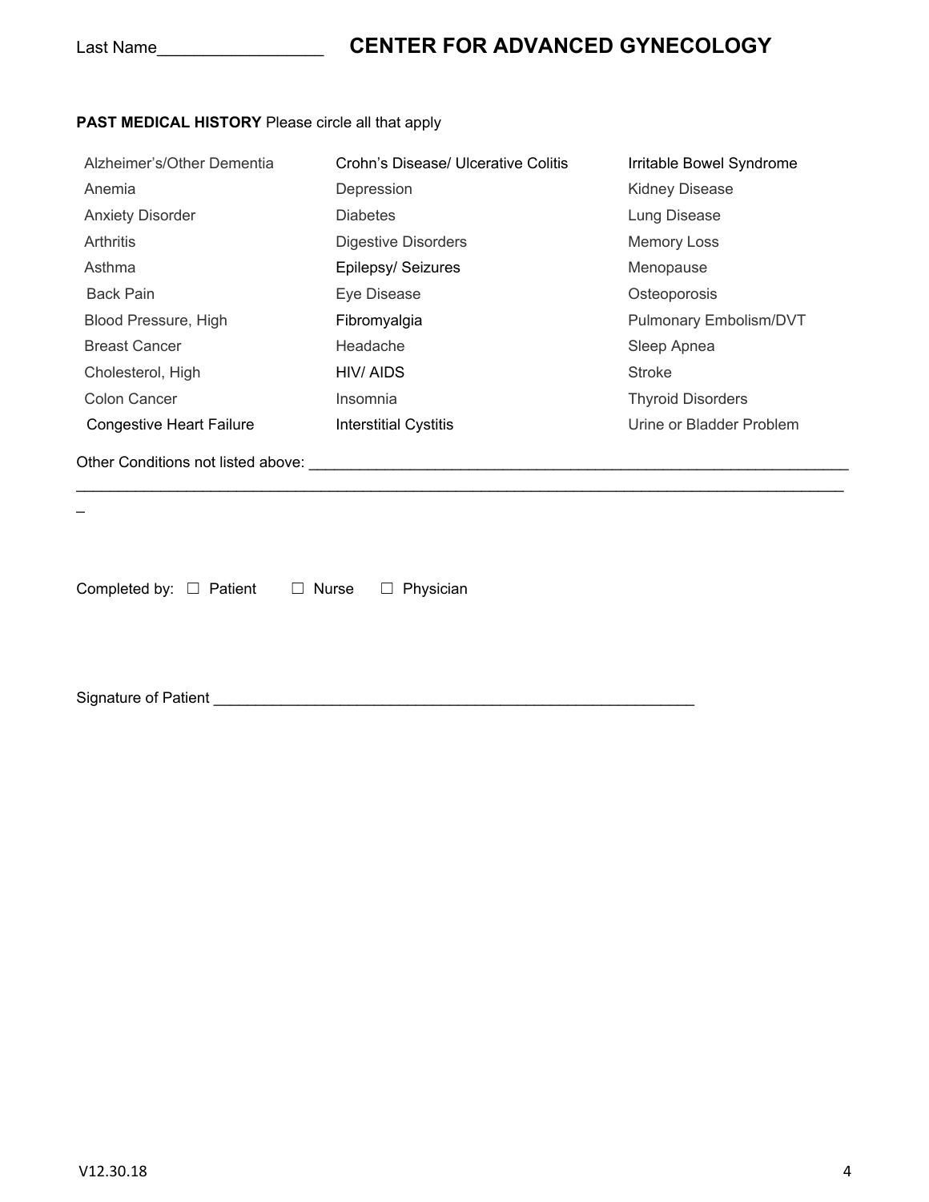Last Name__________________ **CENTER FOR ADVANCED GYNECOLOGY**

**PAST MEDICAL HISTORY** Please circle all that apply

| | | |
|---|---|---|
| Alzheimer's/Other Dementia | Crohn's Disease/ Ulcerative Colitis | Irritable Bowel Syndrome |
| Anemia | Depression | Kidney Disease |
| Anxiety Disorder | Diabetes | Lung Disease |
| Arthritis | Digestive Disorders | Memory Loss |
| Asthma | Epilepsy/ Seizures | Menopause |
| Back Pain | Eye Disease | Osteoporosis |
| Blood Pressure, High | Fibromyalgia | Pulmonary Embolism/DVT |
| Breast Cancer | Headache | Sleep Apnea |
| Cholesterol, High | HIV/ AIDS | Stroke |
| Colon Cancer | Insomnia | Thyroid Disorders |
| Congestive Heart Failure | Interstitial Cystitis | Urine or Bladder Problem |

Other Conditions not listed above: ________________________________________________________________
____________________________________________________________________________________________
_

Completed by: ☐ Patient ☐ Nurse ☐ Physician

Signature of Patient ___________________________________________________________

V12.30.18